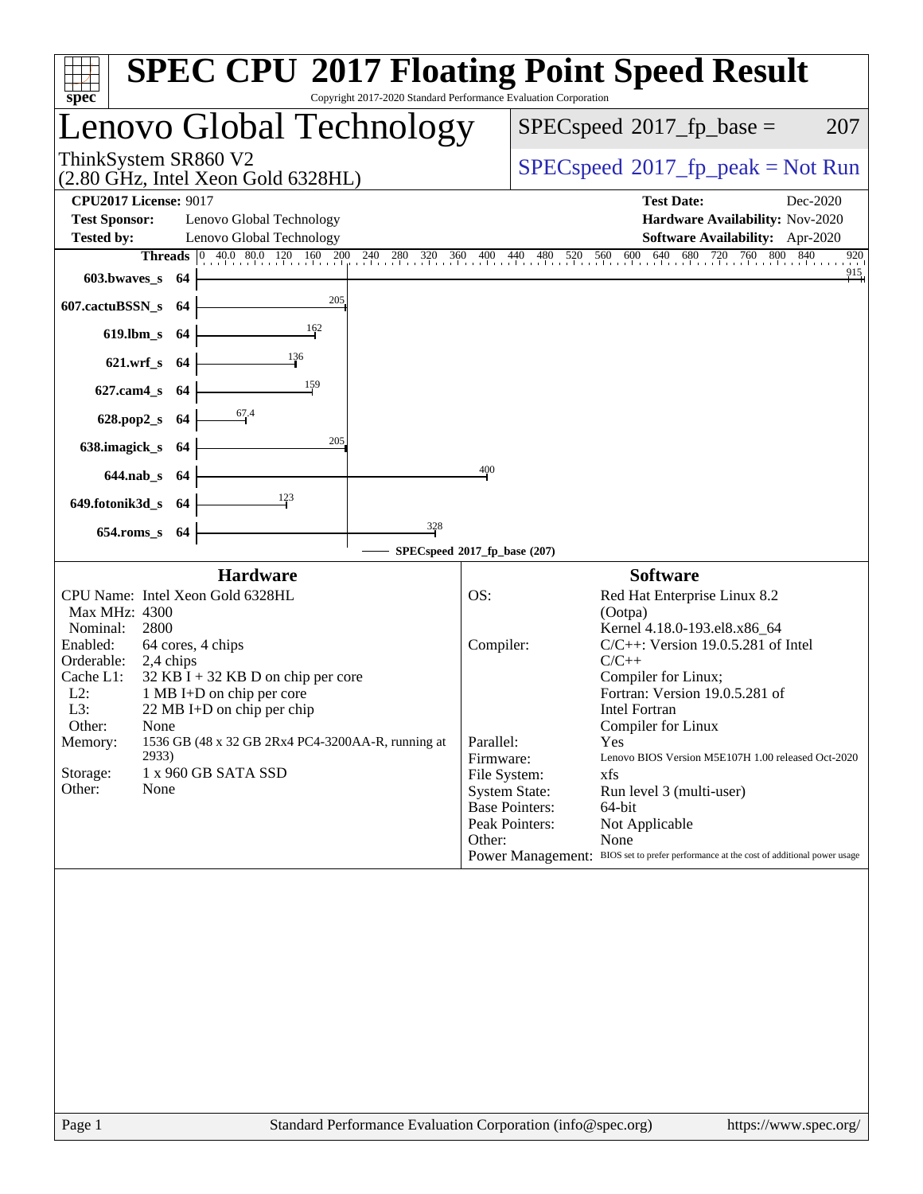# SPEC CPU 2017 Floating Point Speed Result

Copyright 2017-2020 Standard Performance Evaluation Corporation

## Lenovo Global Technology

ThinkSystem SR860 V2
(2.80 GHz, Intel Xeon Gold 6328HL)

SPECspeed 2017_fp_base = 207

SPECspeed 2017_fp_peak = Not Run

**CPU2017 License:** 9017
**Test Sponsor:** Lenovo Global Technology
**Tested by:** Lenovo Global Technology

**Test Date:** Dec-2020
**Hardware Availability:** Nov-2020
**Software Availability:** Apr-2020

| Benchmark | Threads | SPECspeed 2017_fp_base |
|---|---|---|
| 603.bwaves_s | 64 | 915 |
| 607.cactuBSSN_s | 64 | 205 |
| 619.lbm_s | 64 | 162 |
| 621.wrf_s | 64 | 136 |
| 627.cam4_s | 64 | 159 |
| 628.pop2_s | 64 | 67.4 |
| 638.imagick_s | 64 | 205 |
| 644.nab_s | 64 | 400 |
| 649.fotonik3d_s | 64 | 123 |
| 654.roms_s | 64 | 328 |

SPECspeed 2017_fp_base (207)

### Hardware

- CPU Name: Intel Xeon Gold 6328HL
- Max MHz: 4300
- Nominal: 2800
- Enabled: 64 cores, 4 chips
- Orderable: 2,4 chips
- Cache L1: 32 KB I + 32 KB D on chip per core
- L2: 1 MB I+D on chip per core
- L3: 22 MB I+D on chip per chip
- Other: None
- Memory: 1536 GB (48 x 32 GB 2Rx4 PC4-3200AA-R, running at 2933)
- Storage: 1 x 960 GB SATA SSD
- Other: None

### Software

- OS: Red Hat Enterprise Linux 8.2 (Ootpa) Kernel 4.18.0-193.el8.x86_64
- Compiler: C/C++: Version 19.0.5.281 of Intel C/C++ Compiler for Linux; Fortran: Version 19.0.5.281 of Intel Fortran Compiler for Linux
- Parallel: Yes
- Firmware: Lenovo BIOS Version M5E107H 1.00 released Oct-2020
- File System: xfs
- System State: Run level 3 (multi-user)
- Base Pointers: 64-bit
- Peak Pointers: Not Applicable
- Other: None
- Power Management: BIOS set to prefer performance at the cost of additional power usage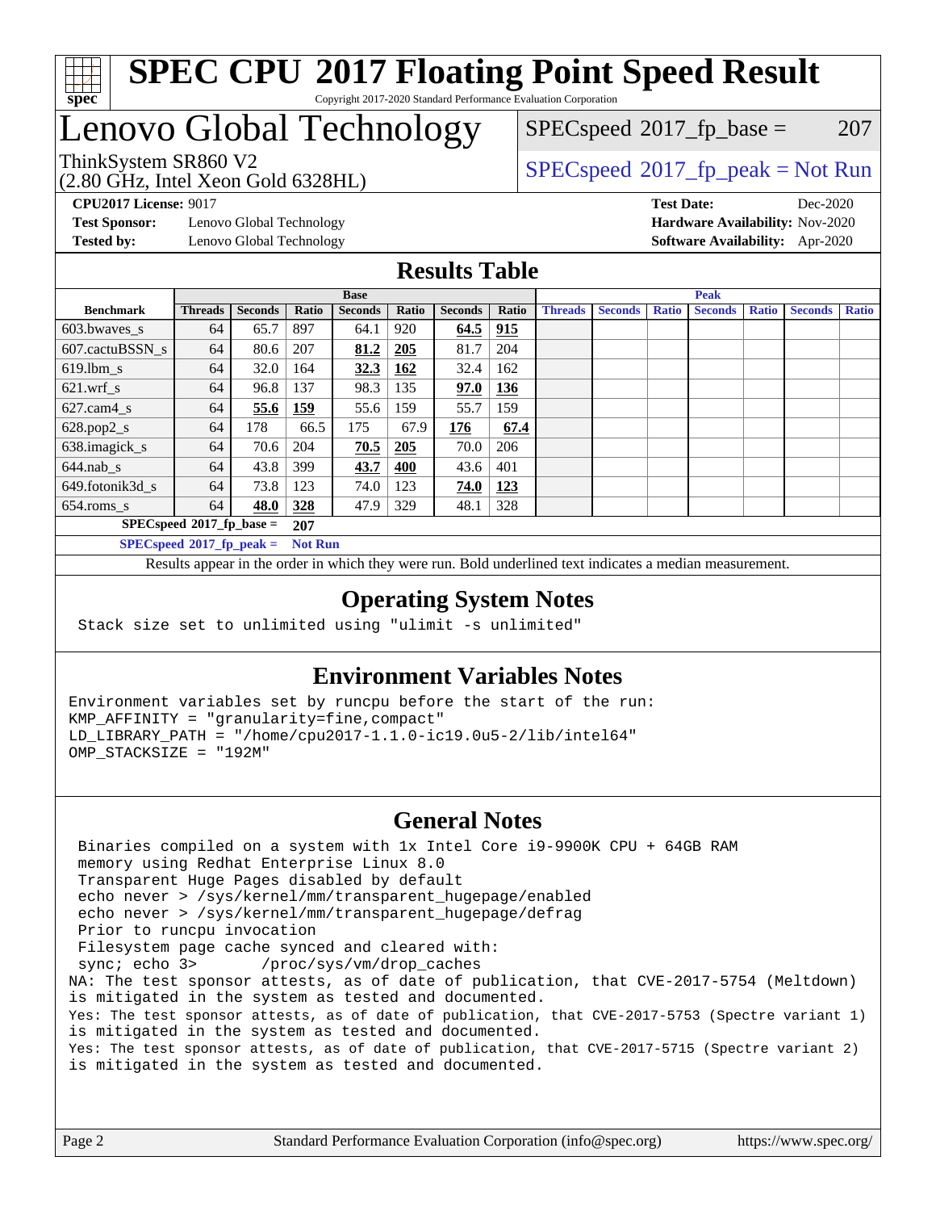# SPEC CPU 2017 Floating Point Speed Result

Copyright 2017-2020 Standard Performance Evaluation Corporation

## Lenovo Global Technology

ThinkSystem SR860 V2
(2.80 GHz, Intel Xeon Gold 6328HL)

SPECspeed 2017_fp_base = 207

SPECspeed 2017_fp_peak = Not Run

**CPU2017 License:** 9017
**Test Sponsor:** Lenovo Global Technology
**Tested by:** Lenovo Global Technology

**Test Date:** Dec-2020
**Hardware Availability:** Nov-2020
**Software Availability:** Apr-2020

## Results Table

| Benchmark | Base | | | | | | | Peak | | | | | | |
|---|---|---|---|---|---|---|---|---|---|---|---|---|---|---|
| | Threads | Seconds | Ratio | Seconds | Ratio | Seconds | Ratio | Threads | Seconds | Ratio | Seconds | Ratio | Seconds | Ratio |
| 603.bwaves_s | 64 | 65.7 | 897 | 64.1 | 920 | **64.5** | **915** | | | | | | | |
| 607.cactuBSSN_s | 64 | 80.6 | 207 | **81.2** | **205** | 81.7 | 204 | | | | | | | |
| 619.lbm_s | 64 | 32.0 | 164 | **32.3** | **162** | 32.4 | 162 | | | | | | | |
| 621.wrf_s | 64 | 96.8 | 137 | 98.3 | 135 | **97.0** | **136** | | | | | | | |
| 627.cam4_s | 64 | **55.6** | **159** | 55.6 | 159 | 55.7 | 159 | | | | | | | |
| 628.pop2_s | 64 | 178 | 66.5 | 175 | 67.9 | **176** | **67.4** | | | | | | | |
| 638.imagick_s | 64 | 70.6 | 204 | **70.5** | **205** | 70.0 | 206 | | | | | | | |
| 644.nab_s | 64 | 43.8 | 399 | **43.7** | **400** | 43.6 | 401 | | | | | | | |
| 649.fotonik3d_s | 64 | 73.8 | 123 | 74.0 | 123 | **74.0** | **123** | | | | | | | |
| 654.roms_s | 64 | **48.0** | **328** | 47.9 | 329 | 48.1 | 328 | | | | | | | |

SPECspeed 2017_fp_base = **207**

SPECspeed 2017_fp_peak = **Not Run**

Results appear in the order in which they were run. Bold underlined text indicates a median measurement.

## Operating System Notes

```
Stack size set to unlimited using "ulimit -s unlimited"
```

## Environment Variables Notes

```
Environment variables set by runcpu before the start of the run:
KMP_AFFINITY = "granularity=fine,compact"
LD_LIBRARY_PATH = "/home/cpu2017-1.1.0-ic19.0u5-2/lib/intel64"
OMP_STACKSIZE = "192M"
```

## General Notes

```
 Binaries compiled on a system with 1x Intel Core i9-9900K CPU + 64GB RAM
 memory using Redhat Enterprise Linux 8.0
 Transparent Huge Pages disabled by default
 echo never > /sys/kernel/mm/transparent_hugepage/enabled
 echo never > /sys/kernel/mm/transparent_hugepage/defrag
 Prior to runcpu invocation
 Filesystem page cache synced and cleared with:
 sync; echo 3>       /proc/sys/vm/drop_caches
NA: The test sponsor attests, as of date of publication, that CVE-2017-5754 (Meltdown)
is mitigated in the system as tested and documented.
Yes: The test sponsor attests, as of date of publication, that CVE-2017-5753 (Spectre variant 1)
is mitigated in the system as tested and documented.
Yes: The test sponsor attests, as of date of publication, that CVE-2017-5715 (Spectre variant 2)
is mitigated in the system as tested and documented.
```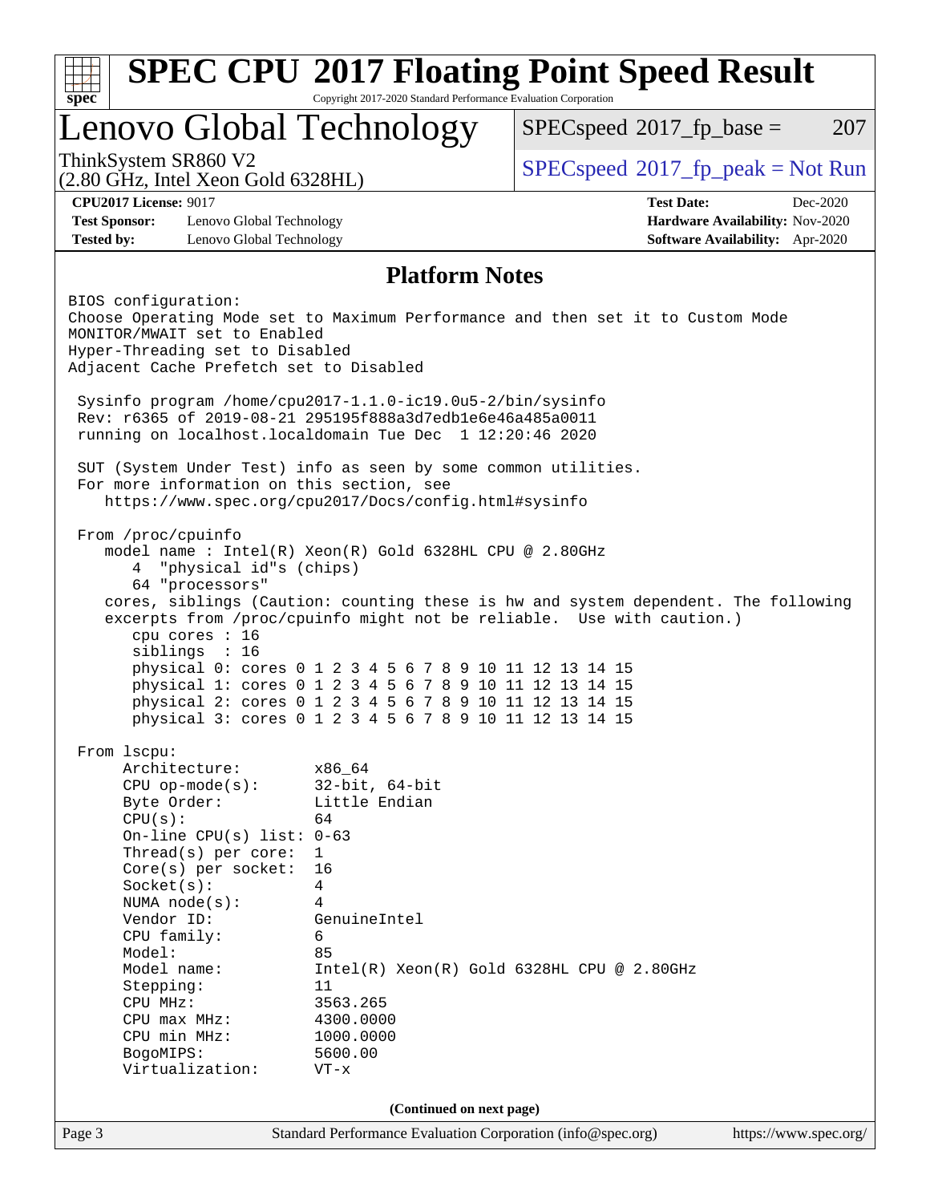# SPEC CPU 2017 Floating Point Speed Result

Copyright 2017-2020 Standard Performance Evaluation Corporation

# Lenovo Global Technology

ThinkSystem SR860 V2
(2.80 GHz, Intel Xeon Gold 6328HL)

SPECspeed 2017_fp_base = 207

SPECspeed 2017_fp_peak = Not Run

**CPU2017 License:** 9017
**Test Sponsor:** Lenovo Global Technology
**Tested by:** Lenovo Global Technology

**Test Date:** Dec-2020
**Hardware Availability:** Nov-2020
**Software Availability:** Apr-2020

## Platform Notes

```
BIOS configuration:
Choose Operating Mode set to Maximum Performance and then set it to Custom Mode
MONITOR/MWAIT set to Enabled
Hyper-Threading set to Disabled
Adjacent Cache Prefetch set to Disabled

 Sysinfo program /home/cpu2017-1.1.0-ic19.0u5-2/bin/sysinfo
 Rev: r6365 of 2019-08-21 295195f888a3d7edb1e6e46a485a0011
 running on localhost.localdomain Tue Dec  1 12:20:46 2020

 SUT (System Under Test) info as seen by some common utilities.
 For more information on this section, see
    https://www.spec.org/cpu2017/Docs/config.html#sysinfo

 From /proc/cpuinfo
    model name : Intel(R) Xeon(R) Gold 6328HL CPU @ 2.80GHz
       4  "physical id"s (chips)
       64 "processors"
    cores, siblings (Caution: counting these is hw and system dependent. The following
    excerpts from /proc/cpuinfo might not be reliable.  Use with caution.)
       cpu cores : 16
       siblings  : 16
       physical 0: cores 0 1 2 3 4 5 6 7 8 9 10 11 12 13 14 15
       physical 1: cores 0 1 2 3 4 5 6 7 8 9 10 11 12 13 14 15
       physical 2: cores 0 1 2 3 4 5 6 7 8 9 10 11 12 13 14 15
       physical 3: cores 0 1 2 3 4 5 6 7 8 9 10 11 12 13 14 15

 From lscpu:
      Architecture:          x86_64
      CPU op-mode(s):        32-bit, 64-bit
      Byte Order:            Little Endian
      CPU(s):                64
      On-line CPU(s) list: 0-63
      Thread(s) per core:  1
      Core(s) per socket:  16
      Socket(s):             4
      NUMA node(s):          4
      Vendor ID:             GenuineIntel
      CPU family:            6
      Model:                 85
      Model name:            Intel(R) Xeon(R) Gold 6328HL CPU @ 2.80GHz
      Stepping:              11
      CPU MHz:               3563.265
      CPU max MHz:           4300.0000
      CPU min MHz:           1000.0000
      BogoMIPS:              5600.00
      Virtualization:        VT-x
```

**(Continued on next page)**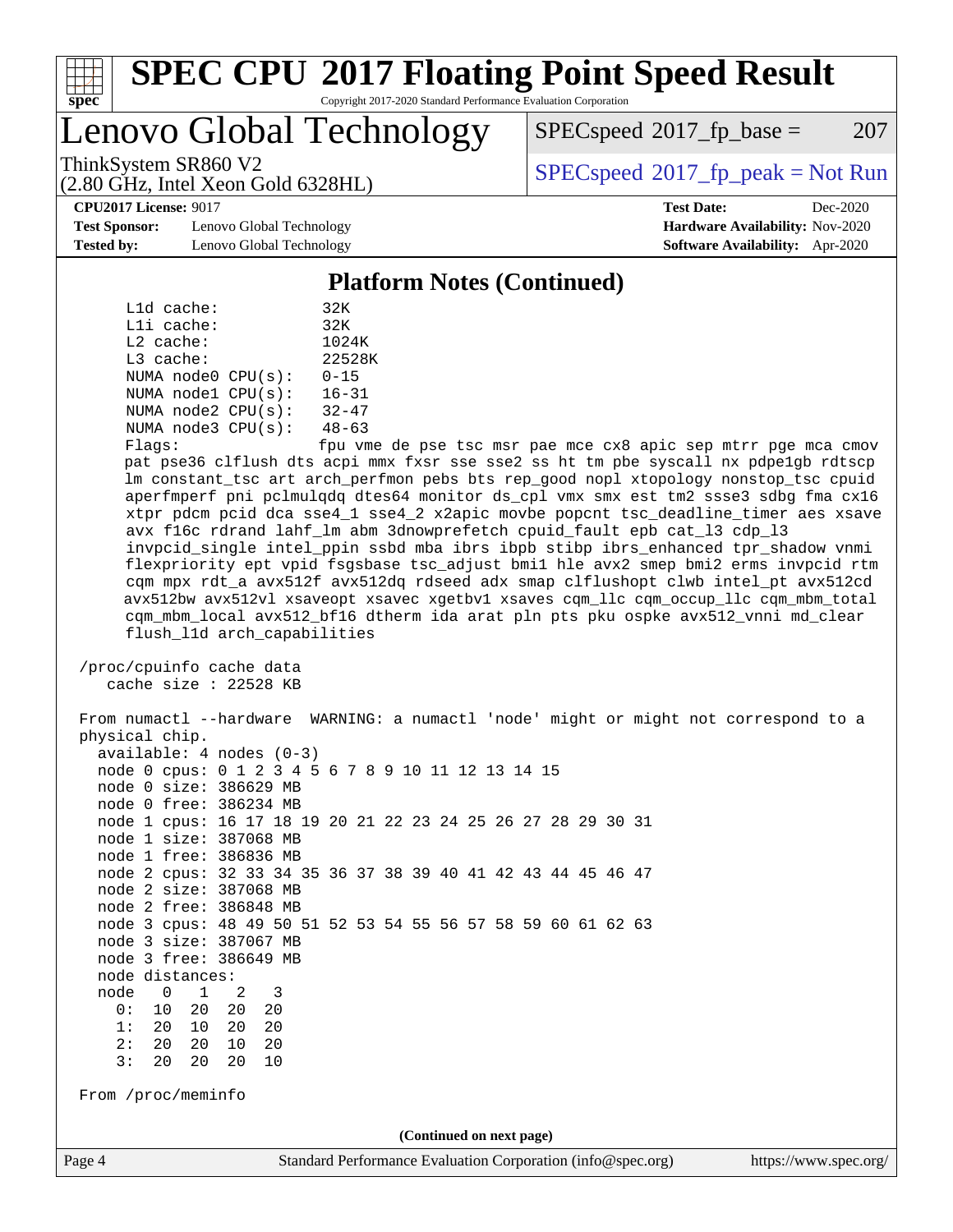# SPEC CPU 2017 Floating Point Speed Result

Copyright 2017-2020 Standard Performance Evaluation Corporation

## Lenovo Global Technology

ThinkSystem SR860 V2
(2.80 GHz, Intel Xeon Gold 6328HL)

SPECspeed 2017_fp_base = 207

SPECspeed 2017_fp_peak = Not Run

**CPU2017 License:** 9017
**Test Sponsor:** Lenovo Global Technology
**Tested by:** Lenovo Global Technology

**Test Date:** Dec-2020
**Hardware Availability:** Nov-2020
**Software Availability:** Apr-2020

### Platform Notes (Continued)

```
     L1d cache:             32K
     L1i cache:             32K
     L2 cache:              1024K
     L3 cache:              22528K
     NUMA node0 CPU(s):     0-15
     NUMA node1 CPU(s):     16-31
     NUMA node2 CPU(s):     32-47
     NUMA node3 CPU(s):     48-63
     Flags:                 fpu vme de pse tsc msr pae mce cx8 apic sep mtrr pge mca cmov
     pat pse36 clflush dts acpi mmx fxsr sse sse2 ss ht tm pbe syscall nx pdpe1gb rdtscp
     lm constant_tsc art arch_perfmon pebs bts rep_good nopl xtopology nonstop_tsc cpuid
     aperfmperf pni pclmulqdq dtes64 monitor ds_cpl vmx smx est tm2 ssse3 sdbg fma cx16
     xtpr pdcm pcid dca sse4_1 sse4_2 x2apic movbe popcnt tsc_deadline_timer aes xsave
     avx f16c rdrand lahf_lm abm 3dnowprefetch cpuid_fault epb cat_l3 cdp_l3
     invpcid_single intel_ppin ssbd mba ibrs ibpb stibp ibrs_enhanced tpr_shadow vnmi
     flexpriority ept vpid fsgsbase tsc_adjust bmi1 hle avx2 smep bmi2 erms invpcid rtm
     cqm mpx rdt_a avx512f avx512dq rdseed adx smap clflushopt clwb intel_pt avx512cd
     avx512bw avx512vl xsaveopt xsavec xgetbv1 xsaves cqm_llc cqm_occup_llc cqm_mbm_total
     cqm_mbm_local avx512_bf16 dtherm ida arat pln pts pku ospke avx512_vnni md_clear
     flush_l1d arch_capabilities

 /proc/cpuinfo cache data
    cache size : 22528 KB

 From numactl --hardware  WARNING: a numactl 'node' might or might not correspond to a
 physical chip.
   available: 4 nodes (0-3)
   node 0 cpus: 0 1 2 3 4 5 6 7 8 9 10 11 12 13 14 15
   node 0 size: 386629 MB
   node 0 free: 386234 MB
   node 1 cpus: 16 17 18 19 20 21 22 23 24 25 26 27 28 29 30 31
   node 1 size: 387068 MB
   node 1 free: 386836 MB
   node 2 cpus: 32 33 34 35 36 37 38 39 40 41 42 43 44 45 46 47
   node 2 size: 387068 MB
   node 2 free: 386848 MB
   node 3 cpus: 48 49 50 51 52 53 54 55 56 57 58 59 60 61 62 63
   node 3 size: 387067 MB
   node 3 free: 386649 MB
   node distances:
   node   0   1   2   3
     0:  10  20  20  20
     1:  20  10  20  20
     2:  20  20  10  20
     3:  20  20  20  10

 From /proc/meminfo
```

(Continued on next page)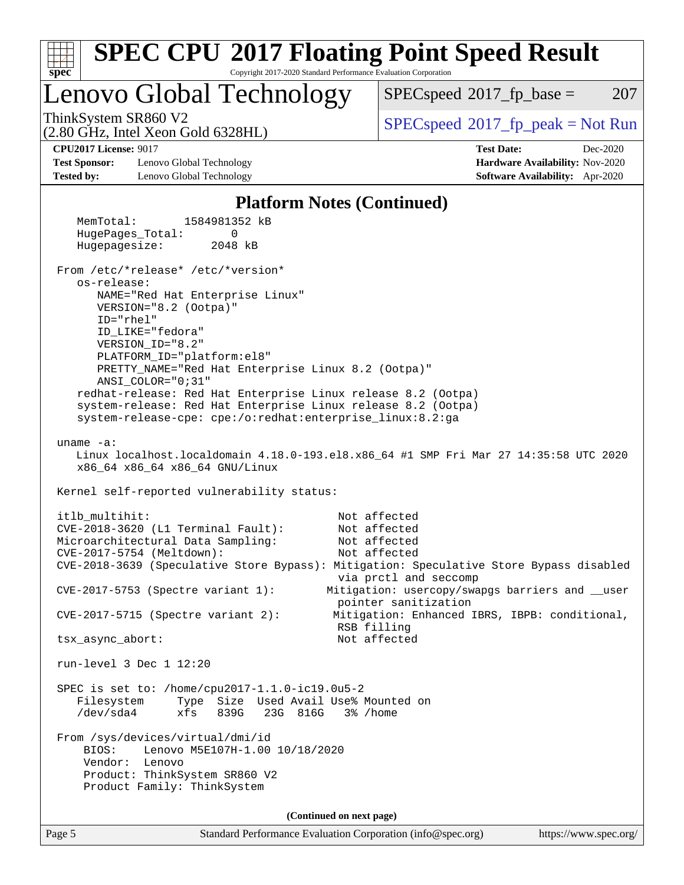## Platform Notes (Continued)

```
    MemTotal:       1584981352 kB
    HugePages_Total:       0
    Hugepagesize:       2048 kB

 From /etc/*release* /etc/*version*
    os-release:
       NAME="Red Hat Enterprise Linux"
       VERSION="8.2 (Ootpa)"
       ID="rhel"
       ID_LIKE="fedora"
       VERSION_ID="8.2"
       PLATFORM_ID="platform:el8"
       PRETTY_NAME="Red Hat Enterprise Linux 8.2 (Ootpa)"
       ANSI_COLOR="0;31"
    redhat-release: Red Hat Enterprise Linux release 8.2 (Ootpa)
    system-release: Red Hat Enterprise Linux release 8.2 (Ootpa)
    system-release-cpe: cpe:/o:redhat:enterprise_linux:8.2:ga

 uname -a:
    Linux localhost.localdomain 4.18.0-193.el8.x86_64 #1 SMP Fri Mar 27 14:35:58 UTC 2020
    x86_64 x86_64 x86_64 GNU/Linux

 Kernel self-reported vulnerability status:

 itlb_multihit:                                   Not affected
 CVE-2018-3620 (L1 Terminal Fault):               Not affected
 Microarchitectural Data Sampling:                Not affected
 CVE-2017-5754 (Meltdown):                        Not affected
 CVE-2018-3639 (Speculative Store Bypass): Mitigation: Speculative Store Bypass disabled
                                                  via prctl and seccomp
 CVE-2017-5753 (Spectre variant 1):             Mitigation: usercopy/swapgs barriers and __user
                                                  pointer sanitization
 CVE-2017-5715 (Spectre variant 2):              Mitigation: Enhanced IBRS, IBPB: conditional,
                                                  RSB filling
 tsx_async_abort:                                 Not affected

 run-level 3 Dec 1 12:20

 SPEC is set to: /home/cpu2017-1.1.0-ic19.0u5-2
    Filesystem     Type  Size  Used Avail Use% Mounted on
    /dev/sda4      xfs   839G   23G  816G   3% /home

 From /sys/devices/virtual/dmi/id
     BIOS:    Lenovo M5E107H-1.00 10/18/2020
     Vendor:  Lenovo
     Product: ThinkSystem SR860 V2
     Product Family: ThinkSystem
```

**(Continued on next page)**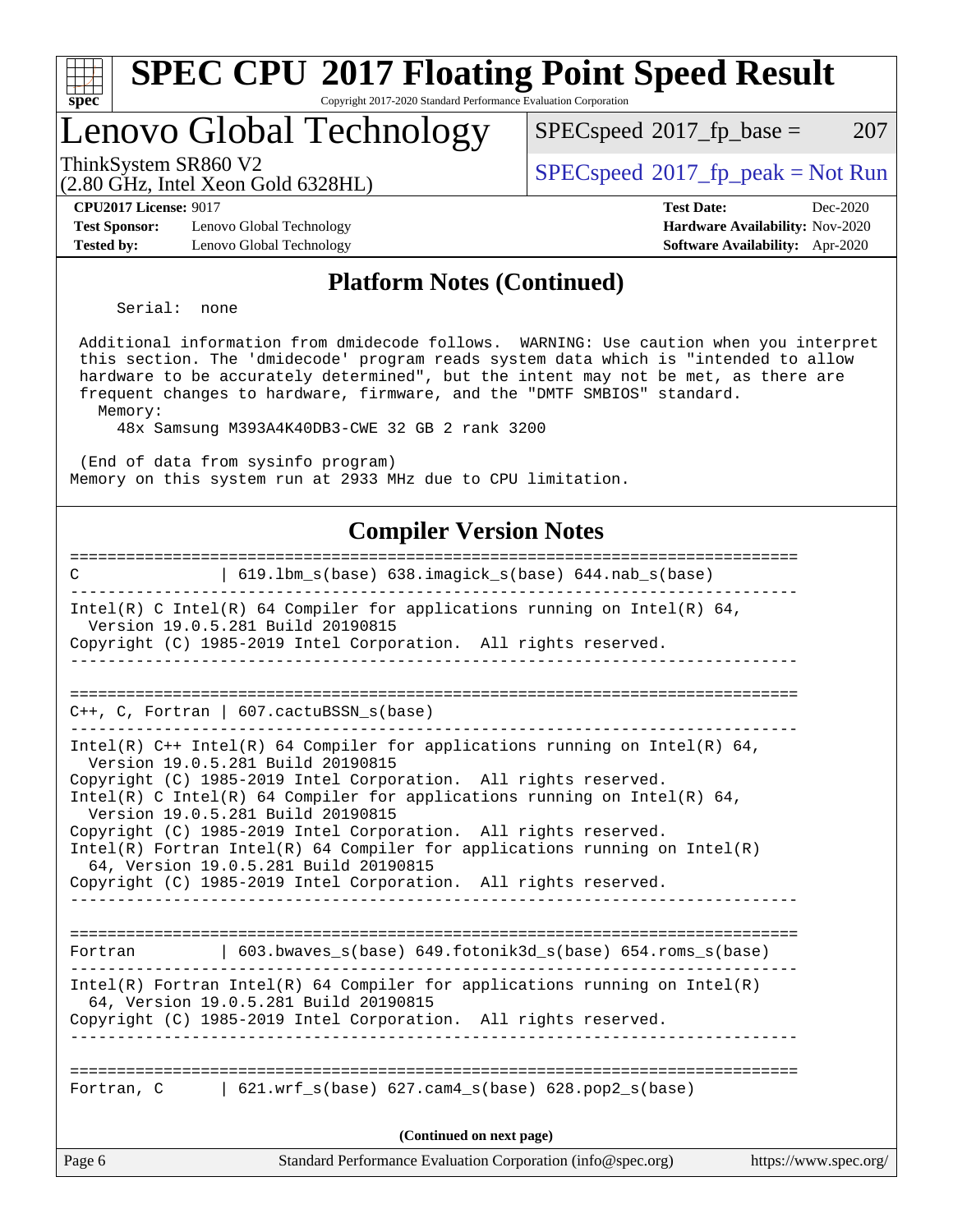## Platform Notes (Continued)

```
     Serial:  none

 Additional information from dmidecode follows.  WARNING: Use caution when you interpret
 this section. The 'dmidecode' program reads system data which is "intended to allow
 hardware to be accurately determined", but the intent may not be met, as there are
 frequent changes to hardware, firmware, and the "DMTF SMBIOS" standard.
   Memory:
     48x Samsung M393A4K40DB3-CWE 32 GB 2 rank 3200

 (End of data from sysinfo program)
Memory on this system run at 2933 MHz due to CPU limitation.
```

## Compiler Version Notes

```
==============================================================================
C               | 619.lbm_s(base) 638.imagick_s(base) 644.nab_s(base)
------------------------------------------------------------------------------
Intel(R) C Intel(R) 64 Compiler for applications running on Intel(R) 64,
  Version 19.0.5.281 Build 20190815
Copyright (C) 1985-2019 Intel Corporation.  All rights reserved.
------------------------------------------------------------------------------

==============================================================================
C++, C, Fortran | 607.cactuBSSN_s(base)
------------------------------------------------------------------------------
Intel(R) C++ Intel(R) 64 Compiler for applications running on Intel(R) 64,
  Version 19.0.5.281 Build 20190815
Copyright (C) 1985-2019 Intel Corporation.  All rights reserved.
Intel(R) C Intel(R) 64 Compiler for applications running on Intel(R) 64,
  Version 19.0.5.281 Build 20190815
Copyright (C) 1985-2019 Intel Corporation.  All rights reserved.
Intel(R) Fortran Intel(R) 64 Compiler for applications running on Intel(R)
  64, Version 19.0.5.281 Build 20190815
Copyright (C) 1985-2019 Intel Corporation.  All rights reserved.
------------------------------------------------------------------------------

==============================================================================
Fortran         | 603.bwaves_s(base) 649.fotonik3d_s(base) 654.roms_s(base)
------------------------------------------------------------------------------
Intel(R) Fortran Intel(R) 64 Compiler for applications running on Intel(R)
  64, Version 19.0.5.281 Build 20190815
Copyright (C) 1985-2019 Intel Corporation.  All rights reserved.
------------------------------------------------------------------------------

==============================================================================
Fortran, C      | 621.wrf_s(base) 627.cam4_s(base) 628.pop2_s(base)
```

(Continued on next page)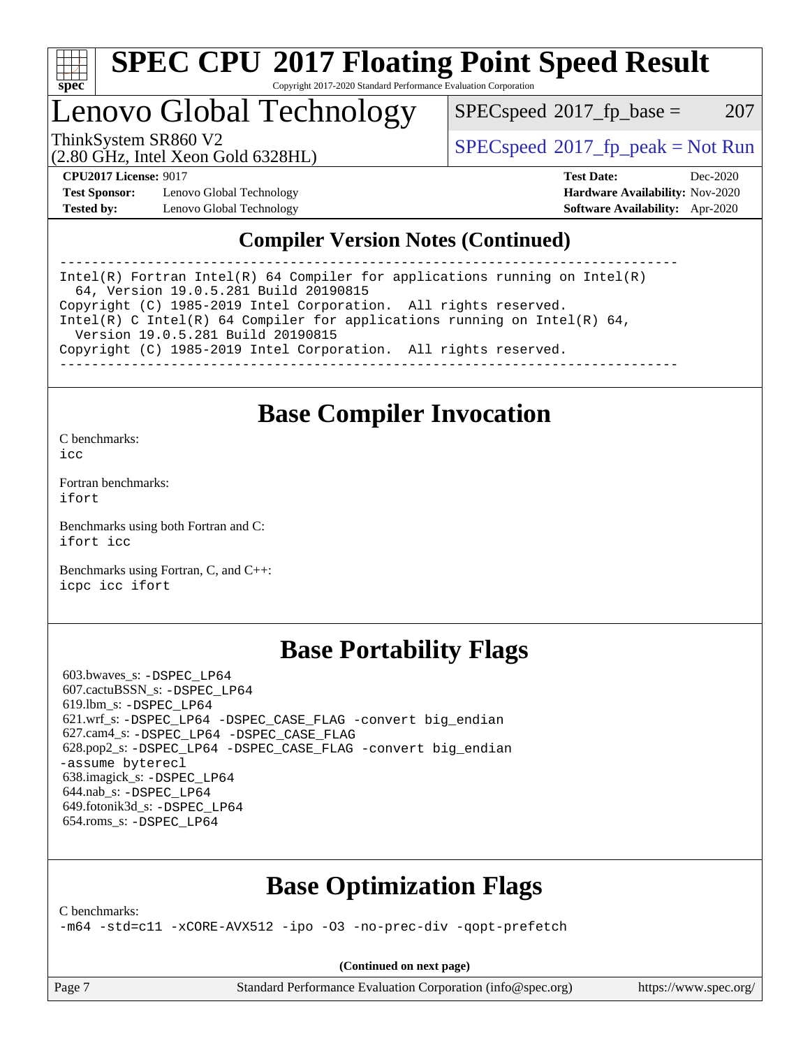# SPEC CPU 2017 Floating Point Speed Result

Copyright 2017-2020 Standard Performance Evaluation Corporation

# Lenovo Global Technology

ThinkSystem SR860 V2
(2.80 GHz, Intel Xeon Gold 6328HL)

SPECspeed 2017_fp_base = 207

SPECspeed 2017_fp_peak = Not Run

**CPU2017 License:** 9017
**Test Sponsor:** Lenovo Global Technology
**Tested by:** Lenovo Global Technology

**Test Date:** Dec-2020
**Hardware Availability:** Nov-2020
**Software Availability:** Apr-2020

## Compiler Version Notes (Continued)

```
==============================================================================
Intel(R) Fortran Intel(R) 64 Compiler for applications running on Intel(R)
  64, Version 19.0.5.281 Build 20190815
Copyright (C) 1985-2019 Intel Corporation.  All rights reserved.
Intel(R) C Intel(R) 64 Compiler for applications running on Intel(R) 64,
  Version 19.0.5.281 Build 20190815
Copyright (C) 1985-2019 Intel Corporation.  All rights reserved.
------------------------------------------------------------------------------
```

## Base Compiler Invocation

C benchmarks:
icc

Fortran benchmarks:
ifort

Benchmarks using both Fortran and C:
ifort icc

Benchmarks using Fortran, C, and C++:
icpc icc ifort

## Base Portability Flags

603.bwaves_s: -DSPEC_LP64
607.cactuBSSN_s: -DSPEC_LP64
619.lbm_s: -DSPEC_LP64
621.wrf_s: -DSPEC_LP64 -DSPEC_CASE_FLAG -convert big_endian
627.cam4_s: -DSPEC_LP64 -DSPEC_CASE_FLAG
628.pop2_s: -DSPEC_LP64 -DSPEC_CASE_FLAG -convert big_endian -assume byterecl
638.imagick_s: -DSPEC_LP64
644.nab_s: -DSPEC_LP64
649.fotonik3d_s: -DSPEC_LP64
654.roms_s: -DSPEC_LP64

## Base Optimization Flags

C benchmarks:
-m64 -std=c11 -xCORE-AVX512 -ipo -O3 -no-prec-div -qopt-prefetch

**(Continued on next page)**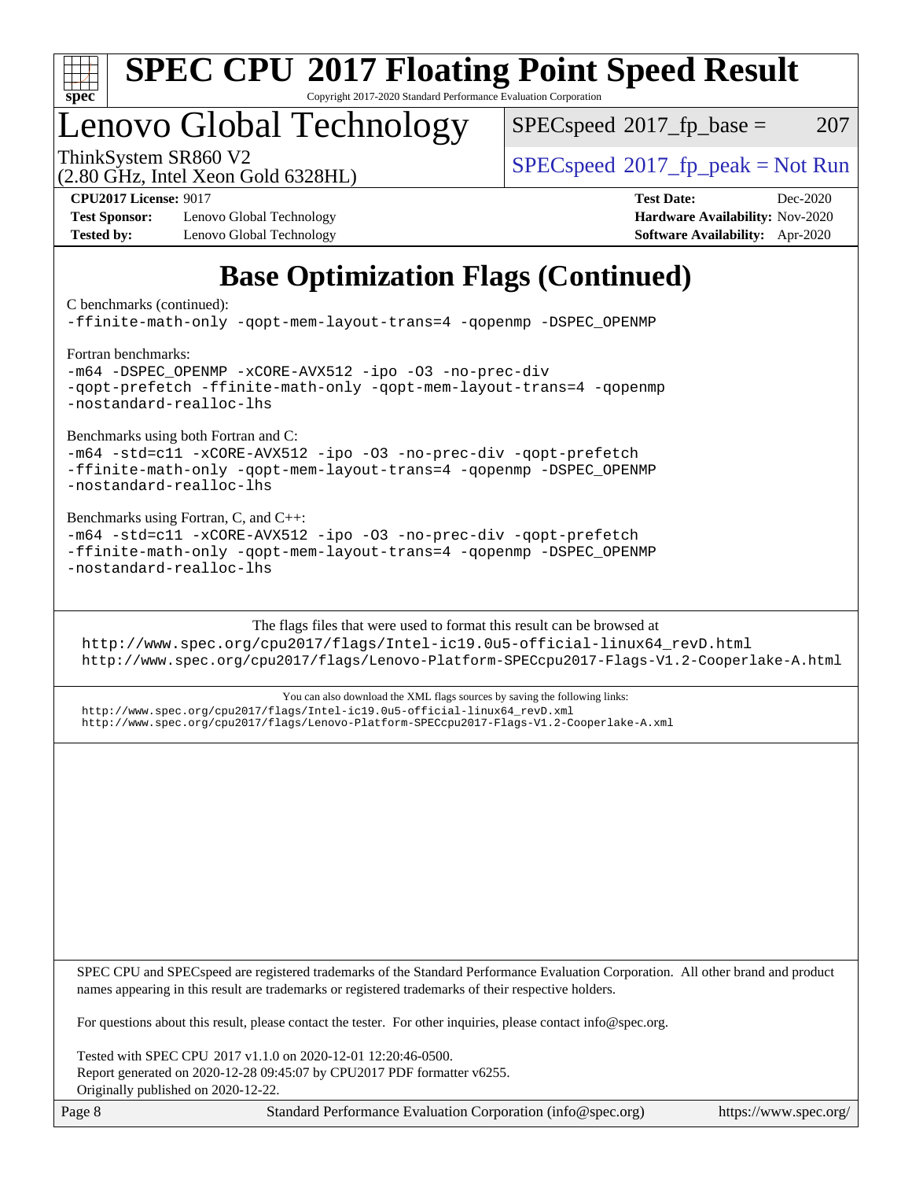# Base Optimization Flags (Continued)

C benchmarks (continued):
-ffinite-math-only -qopt-mem-layout-trans=4 -qopenmp -DSPEC_OPENMP

Fortran benchmarks:
-m64 -DSPEC_OPENMP -xCORE-AVX512 -ipo -O3 -no-prec-div
-qopt-prefetch -ffinite-math-only -qopt-mem-layout-trans=4 -qopenmp
-nostandard-realloc-lhs

Benchmarks using both Fortran and C:
-m64 -std=c11 -xCORE-AVX512 -ipo -O3 -no-prec-div -qopt-prefetch
-ffinite-math-only -qopt-mem-layout-trans=4 -qopenmp -DSPEC_OPENMP
-nostandard-realloc-lhs

Benchmarks using Fortran, C, and C++:
-m64 -std=c11 -xCORE-AVX512 -ipo -O3 -no-prec-div -qopt-prefetch
-ffinite-math-only -qopt-mem-layout-trans=4 -qopenmp -DSPEC_OPENMP
-nostandard-realloc-lhs

The flags files that were used to format this result can be browsed at
http://www.spec.org/cpu2017/flags/Intel-ic19.0u5-official-linux64_revD.html
http://www.spec.org/cpu2017/flags/Lenovo-Platform-SPECcpu2017-Flags-V1.2-Cooperlake-A.html

You can also download the XML flags sources by saving the following links:
http://www.spec.org/cpu2017/flags/Intel-ic19.0u5-official-linux64_revD.xml
http://www.spec.org/cpu2017/flags/Lenovo-Platform-SPECcpu2017-Flags-V1.2-Cooperlake-A.xml

SPEC CPU and SPECspeed are registered trademarks of the Standard Performance Evaluation Corporation. All other brand and product names appearing in this result are trademarks or registered trademarks of their respective holders.

For questions about this result, please contact the tester. For other inquiries, please contact info@spec.org.

Tested with SPEC CPU 2017 v1.1.0 on 2020-12-01 12:20:46-0500.
Report generated on 2020-12-28 09:45:07 by CPU2017 PDF formatter v6255.
Originally published on 2020-12-22.